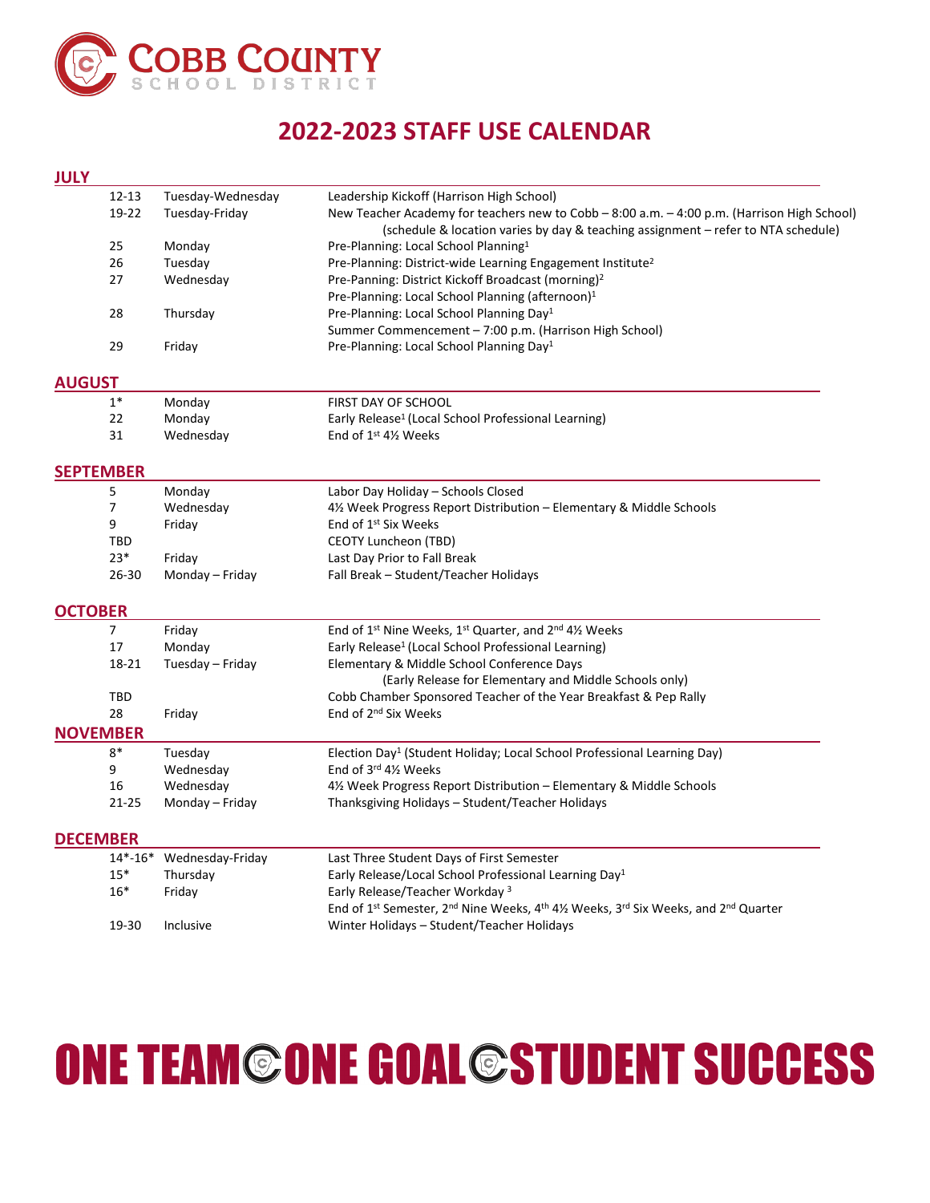COBB COUNTY SCHOOL DISTRICT

# 2022-2023 STAFF USE CALENDAR

## JULY

| | | |
|---|---|---|
| 12-13 | Tuesday-Wednesday | Leadership Kickoff (Harrison High School) |
| 19-22 | Tuesday-Friday | New Teacher Academy for teachers new to Cobb – 8:00 a.m. – 4:00 p.m. (Harrison High School) (schedule & location varies by day & teaching assignment – refer to NTA schedule) |
| 25 | Monday | Pre-Planning: Local School Planning[1] |
| 26 | Tuesday | Pre-Planning: District-wide Learning Engagement Institute[2] |
| 27 | Wednesday | Pre-Panning: District Kickoff Broadcast (morning)[2]<br>Pre-Planning: Local School Planning (afternoon)[1] |
| 28 | Thursday | Pre-Planning: Local School Planning Day[1]<br>Summer Commencement – 7:00 p.m. (Harrison High School) |
| 29 | Friday | Pre-Planning: Local School Planning Day[1] |

## AUGUST

| | | |
|---|---|---|
| 1* | Monday | FIRST DAY OF SCHOOL |
| 22 | Monday | Early Release[1] (Local School Professional Learning) |
| 31 | Wednesday | End of 1st 4½ Weeks |

## SEPTEMBER

| | | |
|---|---|---|
| 5 | Monday | Labor Day Holiday – Schools Closed |
| 7 | Wednesday | 4½ Week Progress Report Distribution – Elementary & Middle Schools |
| 9 | Friday | End of 1st Six Weeks |
| TBD | | CEOTY Luncheon (TBD) |
| 23* | Friday | Last Day Prior to Fall Break |
| 26-30 | Monday – Friday | Fall Break – Student/Teacher Holidays |

## OCTOBER

| | | |
|---|---|---|
| 7 | Friday | End of 1st Nine Weeks, 1st Quarter, and 2nd 4½ Weeks |
| 17 | Monday | Early Release[1] (Local School Professional Learning) |
| 18-21 | Tuesday – Friday | Elementary & Middle School Conference Days (Early Release for Elementary and Middle Schools only) |
| TBD | | Cobb Chamber Sponsored Teacher of the Year Breakfast & Pep Rally |
| 28 | Friday | End of 2nd Six Weeks |

## NOVEMBER

| | | |
|---|---|---|
| 8* | Tuesday | Election Day[1] (Student Holiday; Local School Professional Learning Day) |
| 9 | Wednesday | End of 3rd 4½ Weeks |
| 16 | Wednesday | 4½ Week Progress Report Distribution – Elementary & Middle Schools |
| 21-25 | Monday – Friday | Thanksgiving Holidays – Student/Teacher Holidays |

## DECEMBER

| | | |
|---|---|---|
| 14*-16* | Wednesday-Friday | Last Three Student Days of First Semester |
| 15* | Thursday | Early Release/Local School Professional Learning Day[1] |
| 16* | Friday | Early Release/Teacher Workday [3]<br>End of 1st Semester, 2nd Nine Weeks, 4th 4½ Weeks, 3rd Six Weeks, and 2nd Quarter |
| 19-30 | Inclusive | Winter Holidays – Student/Teacher Holidays |

**ONE TEAM ONE GOAL STUDENT SUCCESS**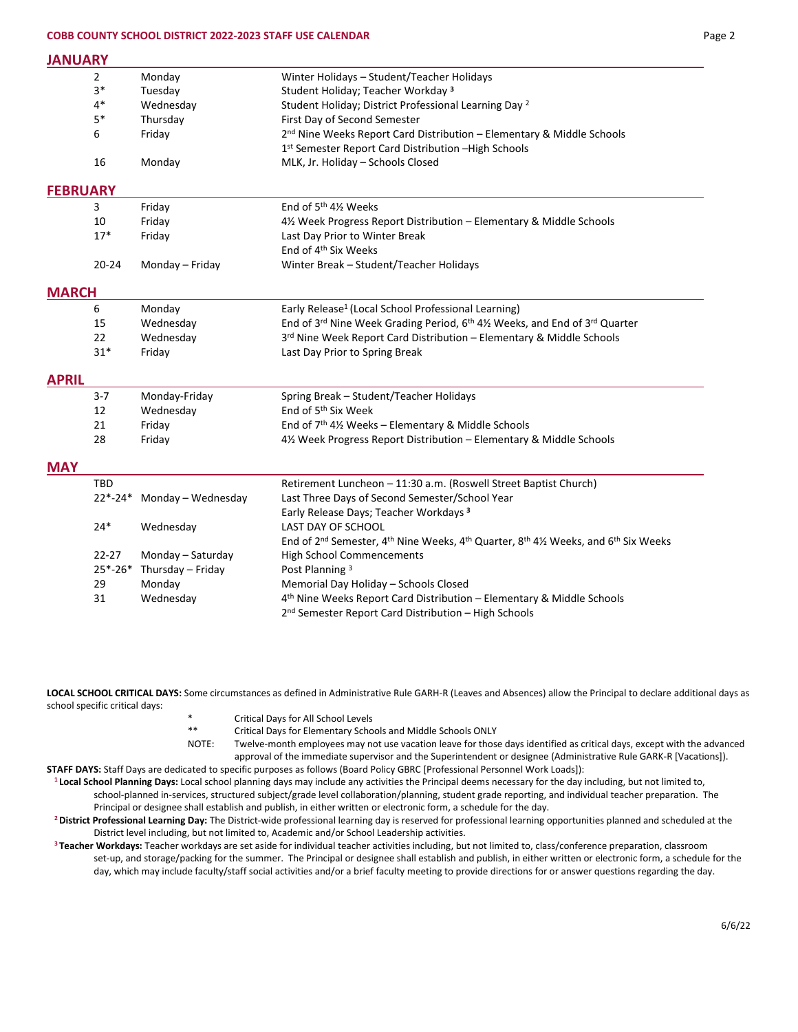## JANUARY

| | | |
|---|---|---|
| 2 | Monday | Winter Holidays – Student/Teacher Holidays |
| 3* | Tuesday | Student Holiday; Teacher Workday [3] |
| 4* | Wednesday | Student Holiday; District Professional Learning Day [2] |
| 5* | Thursday | First Day of Second Semester |
| 6 | Friday | 2nd Nine Weeks Report Card Distribution – Elementary & Middle Schools<br>1st Semester Report Card Distribution –High Schools |
| 16 | Monday | MLK, Jr. Holiday – Schools Closed |

## FEBRUARY

| | | |
|---|---|---|
| 3 | Friday | End of 5th 4½ Weeks |
| 10 | Friday | 4½ Week Progress Report Distribution – Elementary & Middle Schools |
| 17* | Friday | Last Day Prior to Winter Break<br>End of 4th Six Weeks |
| 20-24 | Monday – Friday | Winter Break – Student/Teacher Holidays |

## MARCH

| | | |
|---|---|---|
| 6 | Monday | Early Release[1] (Local School Professional Learning) |
| 15 | Wednesday | End of 3rd Nine Week Grading Period, 6th 4½ Weeks, and End of 3rd Quarter |
| 22 | Wednesday | 3rd Nine Week Report Card Distribution – Elementary & Middle Schools |
| 31* | Friday | Last Day Prior to Spring Break |

## APRIL

| | | |
|---|---|---|
| 3-7 | Monday-Friday | Spring Break – Student/Teacher Holidays |
| 12 | Wednesday | End of 5th Six Week |
| 21 | Friday | End of 7th 4½ Weeks – Elementary & Middle Schools |
| 28 | Friday | 4½ Week Progress Report Distribution – Elementary & Middle Schools |

## MAY

| | | |
|---|---|---|
| TBD | | Retirement Luncheon – 11:30 a.m. (Roswell Street Baptist Church) |
| 22*-24* | Monday – Wednesday | Last Three Days of Second Semester/School Year<br>Early Release Days; Teacher Workdays [3] |
| 24* | Wednesday | LAST DAY OF SCHOOL<br>End of 2nd Semester, 4th Nine Weeks, 4th Quarter, 8th 4½ Weeks, and 6th Six Weeks |
| 22-27 | Monday – Saturday | High School Commencements |
| 25*-26* | Thursday – Friday | Post Planning [3] |
| 29 | Monday | Memorial Day Holiday – Schools Closed |
| 31 | Wednesday | 4th Nine Weeks Report Card Distribution – Elementary & Middle Schools<br>2nd Semester Report Card Distribution – High Schools |

**LOCAL SCHOOL CRITICAL DAYS:** Some circumstances as defined in Administrative Rule GARH-R (Leaves and Absences) allow the Principal to declare additional days as school specific critical days:

- \* Critical Days for All School Levels
- \*\* Critical Days for Elementary Schools and Middle Schools ONLY
- NOTE: Twelve-month employees may not use vacation leave for those days identified as critical days, except with the advanced approval of the immediate supervisor and the Superintendent or designee (Administrative Rule GARK-R [Vacations]).

**STAFF DAYS:** Staff Days are dedicated to specific purposes as follows (Board Policy GBRC [Professional Personnel Work Loads]):

[1] **Local School Planning Days:** Local school planning days may include any activities the Principal deems necessary for the day including, but not limited to, school-planned in-services, structured subject/grade level collaboration/planning, student grade reporting, and individual teacher preparation. The Principal or designee shall establish and publish, in either written or electronic form, a schedule for the day.

[2] **District Professional Learning Day:** The District-wide professional learning day is reserved for professional learning opportunities planned and scheduled at the District level including, but not limited to, Academic and/or School Leadership activities.

[3] **Teacher Workdays:** Teacher workdays are set aside for individual teacher activities including, but not limited to, class/conference preparation, classroom set-up, and storage/packing for the summer. The Principal or designee shall establish and publish, in either written or electronic form, a schedule for the day, which may include faculty/staff social activities and/or a brief faculty meeting to provide directions for or answer questions regarding the day.

6/6/22